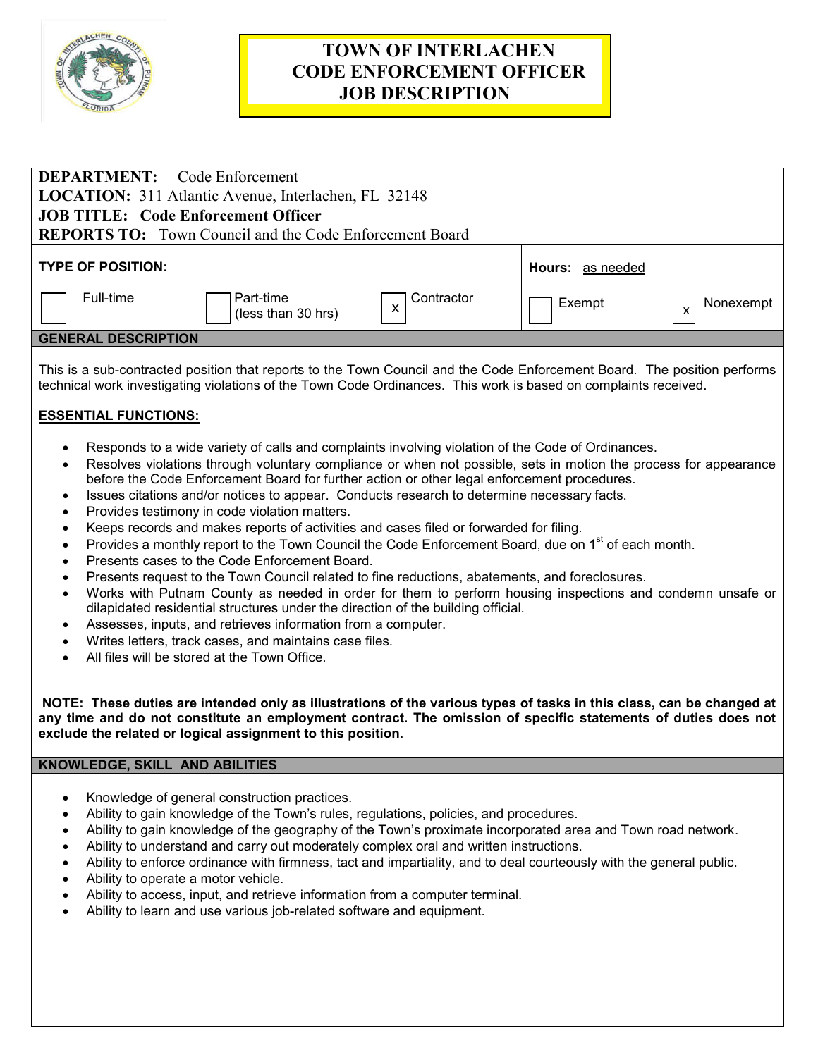# TOWN OF INTERLACHEN
# CODE ENFORCEMENT OFFICER
# JOB DESCRIPTION

**DEPARTMENT:** Code Enforcement

**LOCATION:** 311 Atlantic Avenue, Interlachen, FL 32148

**JOB TITLE: Code Enforcement Officer**

**REPORTS TO:** Town Council and the Code Enforcement Board

| **TYPE OF POSITION:** | | | **Hours:** as needed | |
|---|---|---|---|---|
| [ ] Full-time | [ ] Part-time (less than 30 hrs) | [x] Contractor | [ ] Exempt | [x] Nonexempt |

## GENERAL DESCRIPTION

This is a sub-contracted position that reports to the Town Council and the Code Enforcement Board. The position performs technical work investigating violations of the Town Code Ordinances. This work is based on complaints received.

**ESSENTIAL FUNCTIONS:**

- Responds to a wide variety of calls and complaints involving violation of the Code of Ordinances.
- Resolves violations through voluntary compliance or when not possible, sets in motion the process for appearance before the Code Enforcement Board for further action or other legal enforcement procedures.
- Issues citations and/or notices to appear. Conducts research to determine necessary facts.
- Provides testimony in code violation matters.
- Keeps records and makes reports of activities and cases filed or forwarded for filing.
- Provides a monthly report to the Town Council the Code Enforcement Board, due on 1st of each month.
- Presents cases to the Code Enforcement Board.
- Presents request to the Town Council related to fine reductions, abatements, and foreclosures.
- Works with Putnam County as needed in order for them to perform housing inspections and condemn unsafe or dilapidated residential structures under the direction of the building official.
- Assesses, inputs, and retrieves information from a computer.
- Writes letters, track cases, and maintains case files.
- All files will be stored at the Town Office.

**NOTE: These duties are intended only as illustrations of the various types of tasks in this class, can be changed at any time and do not constitute an employment contract. The omission of specific statements of duties does not exclude the related or logical assignment to this position.**

## KNOWLEDGE, SKILL AND ABILITIES

- Knowledge of general construction practices.
- Ability to gain knowledge of the Town's rules, regulations, policies, and procedures.
- Ability to gain knowledge of the geography of the Town's proximate incorporated area and Town road network.
- Ability to understand and carry out moderately complex oral and written instructions.
- Ability to enforce ordinance with firmness, tact and impartiality, and to deal courteously with the general public.
- Ability to operate a motor vehicle.
- Ability to access, input, and retrieve information from a computer terminal.
- Ability to learn and use various job-related software and equipment.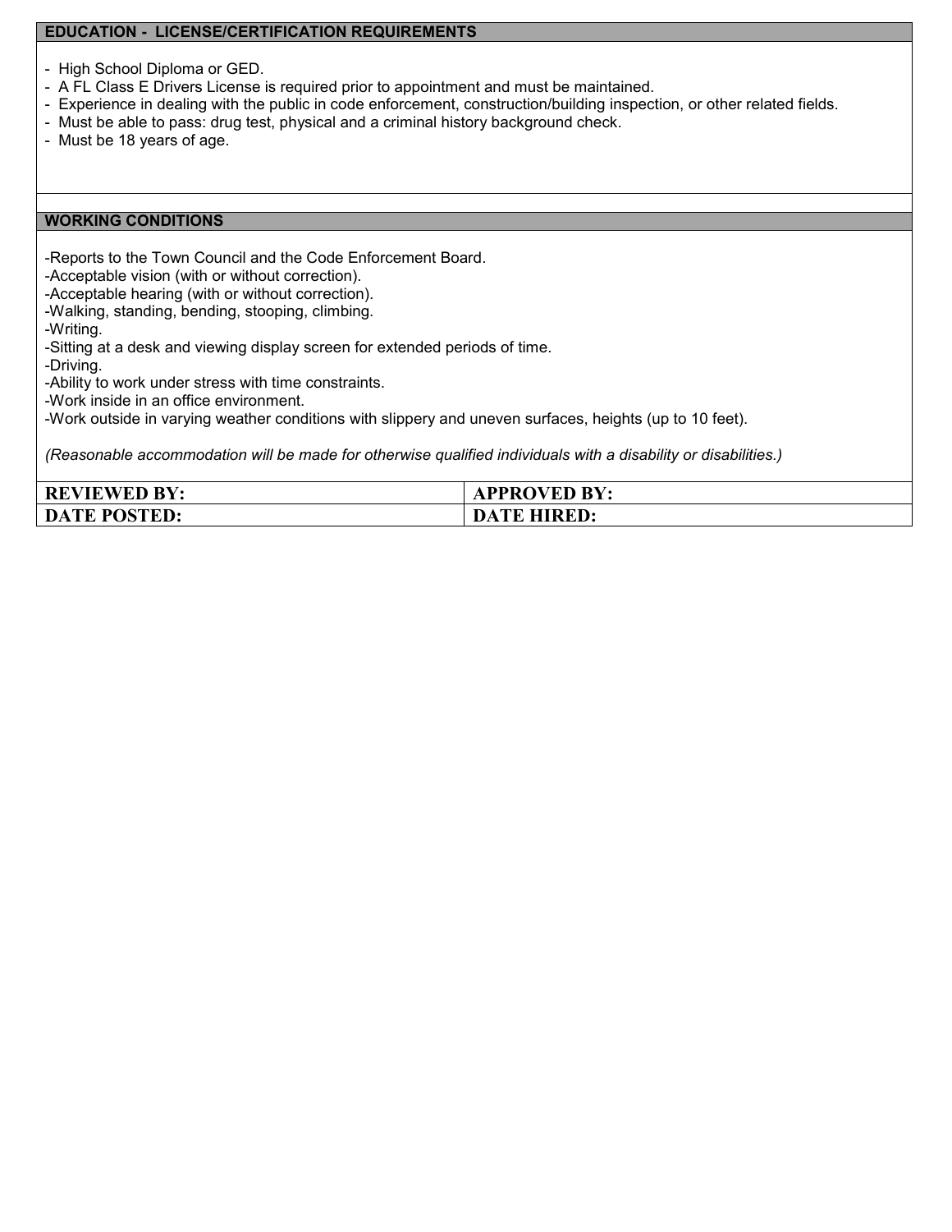## EDUCATION - LICENSE/CERTIFICATION REQUIREMENTS

- High School Diploma or GED.
- A FL Class E Drivers License is required prior to appointment and must be maintained.
- Experience in dealing with the public in code enforcement, construction/building inspection, or other related fields.
- Must be able to pass: drug test, physical and a criminal history background check.
- Must be 18 years of age.

## WORKING CONDITIONS

- Reports to the Town Council and the Code Enforcement Board.
- Acceptable vision (with or without correction).
- Acceptable hearing (with or without correction).
- Walking, standing, bending, stooping, climbing.
- Writing.
- Sitting at a desk and viewing display screen for extended periods of time.
- Driving.
- Ability to work under stress with time constraints.
- Work inside in an office environment.
- Work outside in varying weather conditions with slippery and uneven surfaces, heights (up to 10 feet).

*(Reasonable accommodation will be made for otherwise qualified individuals with a disability or disabilities.)*

| | |
|---|---|
| **REVIEWED BY:** | **APPROVED BY:** |
| **DATE POSTED:** | **DATE HIRED:** |